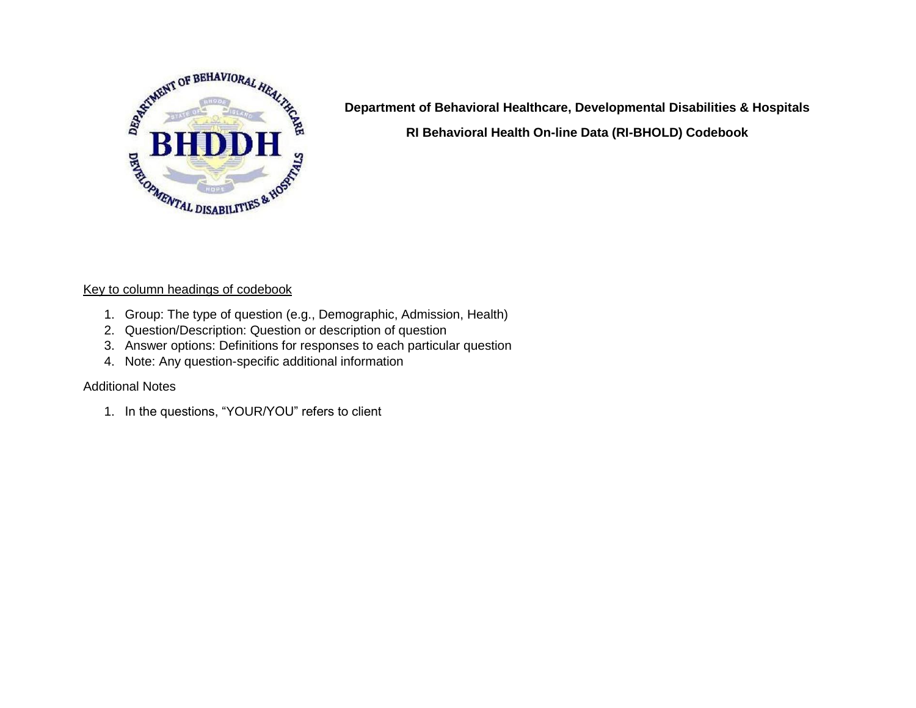**Department of Behavioral Healthcare, Developmental Disabilities & Hospitals**

**RI Behavioral Health On-line Data (RI-BHOLD) Codebook**

Key to column headings of codebook

1. Group: The type of question (e.g., Demographic, Admission, Health)
2. Question/Description: Question or description of question
3. Answer options: Definitions for responses to each particular question
4. Note: Any question-specific additional information

Additional Notes

1. In the questions, "YOUR/YOU" refers to client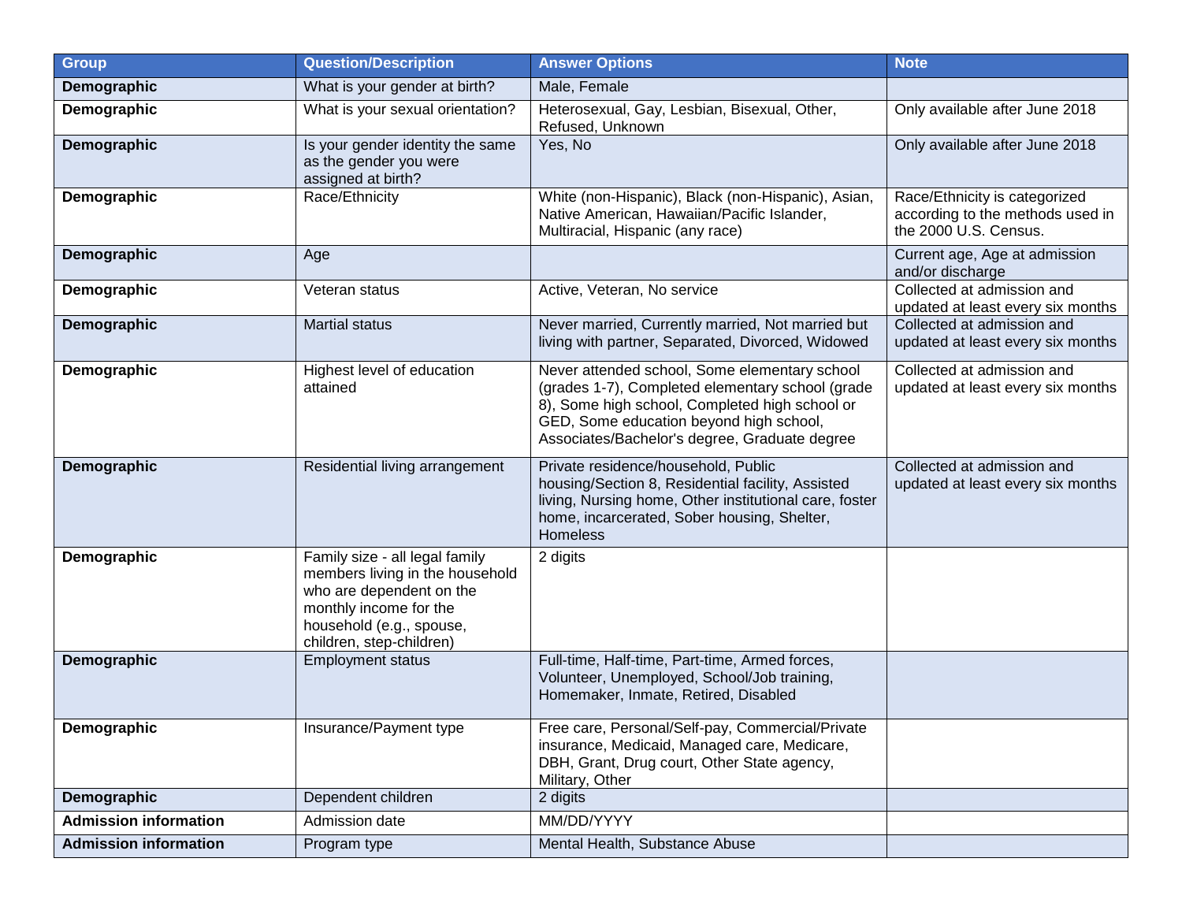| Group | Question/Description | Answer Options | Note |
|---|---|---|---|
| **Demographic** | What is your gender at birth? | Male, Female | |
| **Demographic** | What is your sexual orientation? | Heterosexual, Gay, Lesbian, Bisexual, Other, Refused, Unknown | Only available after June 2018 |
| **Demographic** | Is your gender identity the same as the gender you were assigned at birth? | Yes, No | Only available after June 2018 |
| **Demographic** | Race/Ethnicity | White (non-Hispanic), Black (non-Hispanic), Asian, Native American, Hawaiian/Pacific Islander, Multiracial, Hispanic (any race) | Race/Ethnicity is categorized according to the methods used in the 2000 U.S. Census. |
| **Demographic** | Age | | Current age, Age at admission and/or discharge |
| **Demographic** | Veteran status | Active, Veteran, No service | Collected at admission and updated at least every six months |
| **Demographic** | Martial status | Never married, Currently married, Not married but living with partner, Separated, Divorced, Widowed | Collected at admission and updated at least every six months |
| **Demographic** | Highest level of education attained | Never attended school, Some elementary school (grades 1-7), Completed elementary school (grade 8), Some high school, Completed high school or GED, Some education beyond high school, Associates/Bachelor's degree, Graduate degree | Collected at admission and updated at least every six months |
| **Demographic** | Residential living arrangement | Private residence/household, Public housing/Section 8, Residential facility, Assisted living, Nursing home, Other institutional care, foster home, incarcerated, Sober housing, Shelter, Homeless | Collected at admission and updated at least every six months |
| **Demographic** | Family size - all legal family members living in the household who are dependent on the monthly income for the household (e.g., spouse, children, step-children) | 2 digits | |
| **Demographic** | Employment status | Full-time, Half-time, Part-time, Armed forces, Volunteer, Unemployed, School/Job training, Homemaker, Inmate, Retired, Disabled | |
| **Demographic** | Insurance/Payment type | Free care, Personal/Self-pay, Commercial/Private insurance, Medicaid, Managed care, Medicare, DBH, Grant, Drug court, Other State agency, Military, Other | |
| **Demographic** | Dependent children | 2 digits | |
| **Admission information** | Admission date | MM/DD/YYYY | |
| **Admission information** | Program type | Mental Health, Substance Abuse | |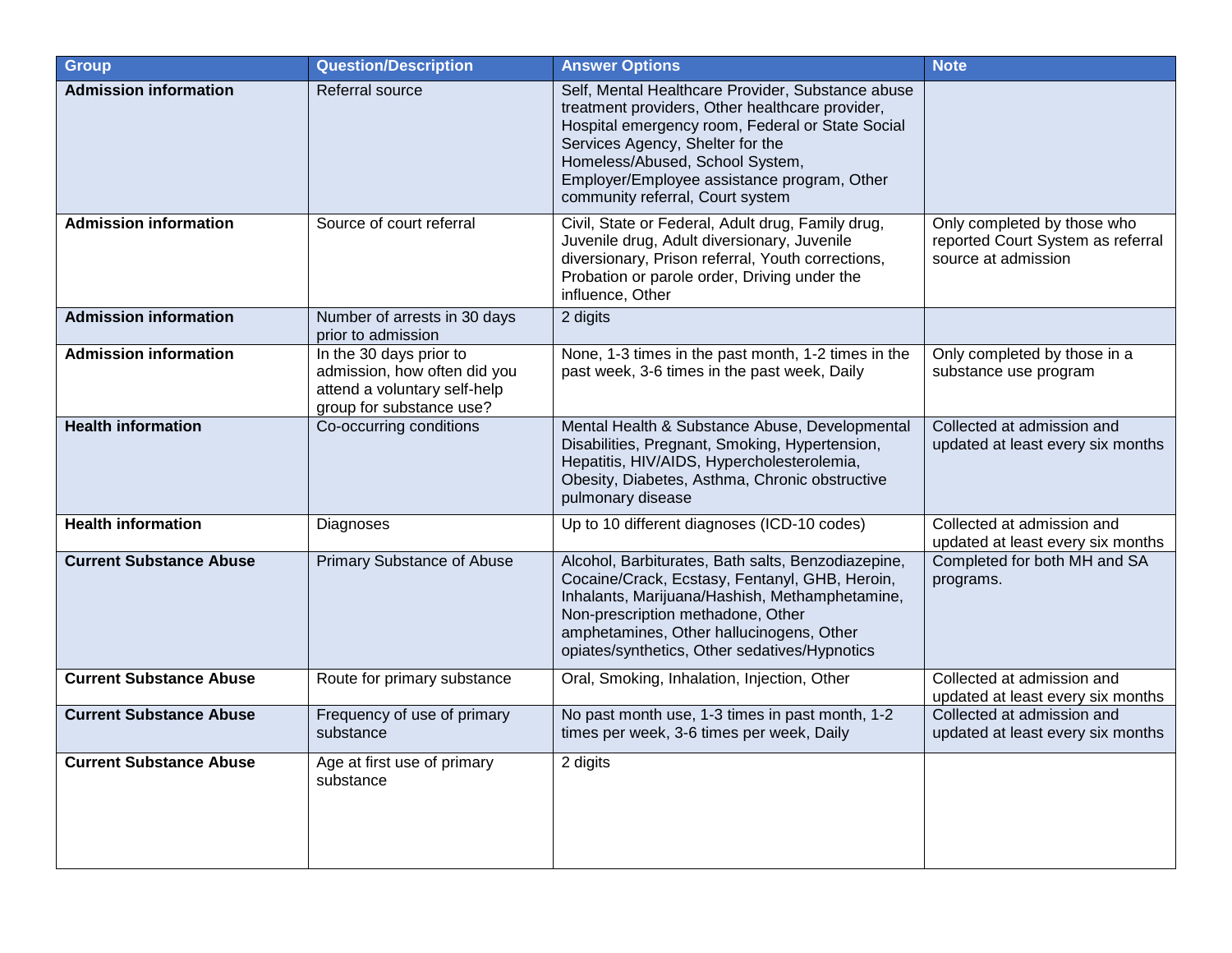| Group | Question/Description | Answer Options | Note |
|---|---|---|---|
| **Admission information** | Referral source | Self, Mental Healthcare Provider, Substance abuse treatment providers, Other healthcare provider, Hospital emergency room, Federal or State Social Services Agency, Shelter for the Homeless/Abused, School System, Employer/Employee assistance program, Other community referral, Court system | |
| **Admission information** | Source of court referral | Civil, State or Federal, Adult drug, Family drug, Juvenile drug, Adult diversionary, Juvenile diversionary, Prison referral, Youth corrections, Probation or parole order, Driving under the influence, Other | Only completed by those who reported Court System as referral source at admission |
| **Admission information** | Number of arrests in 30 days prior to admission | 2 digits | |
| **Admission information** | In the 30 days prior to admission, how often did you attend a voluntary self-help group for substance use? | None, 1-3 times in the past month, 1-2 times in the past week, 3-6 times in the past week, Daily | Only completed by those in a substance use program |
| **Health information** | Co-occurring conditions | Mental Health & Substance Abuse, Developmental Disabilities, Pregnant, Smoking, Hypertension, Hepatitis, HIV/AIDS, Hypercholesterolemia, Obesity, Diabetes, Asthma, Chronic obstructive pulmonary disease | Collected at admission and updated at least every six months |
| **Health information** | Diagnoses | Up to 10 different diagnoses (ICD-10 codes) | Collected at admission and updated at least every six months |
| **Current Substance Abuse** | Primary Substance of Abuse | Alcohol, Barbiturates, Bath salts, Benzodiazepine, Cocaine/Crack, Ecstasy, Fentanyl, GHB, Heroin, Inhalants, Marijuana/Hashish, Methamphetamine, Non-prescription methadone, Other amphetamines, Other hallucinogens, Other opiates/synthetics, Other sedatives/Hypnotics | Completed for both MH and SA programs. |
| **Current Substance Abuse** | Route for primary substance | Oral, Smoking, Inhalation, Injection, Other | Collected at admission and updated at least every six months |
| **Current Substance Abuse** | Frequency of use of primary substance | No past month use, 1-3 times in past month, 1-2 times per week, 3-6 times per week, Daily | Collected at admission and updated at least every six months |
| **Current Substance Abuse** | Age at first use of primary substance | 2 digits | |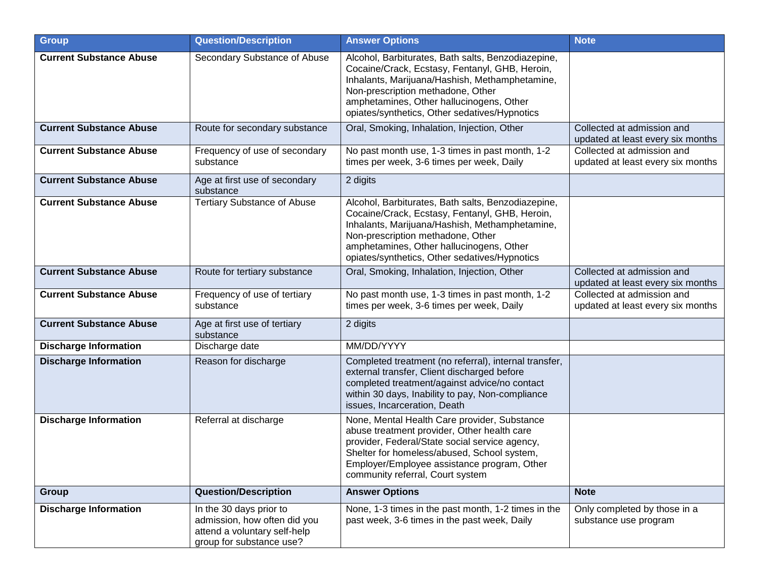| Group | Question/Description | Answer Options | Note |
|---|---|---|---|
| **Current Substance Abuse** | Secondary Substance of Abuse | Alcohol, Barbiturates, Bath salts, Benzodiazepine, Cocaine/Crack, Ecstasy, Fentanyl, GHB, Heroin, Inhalants, Marijuana/Hashish, Methamphetamine, Non-prescription methadone, Other amphetamines, Other hallucinogens, Other opiates/synthetics, Other sedatives/Hypnotics | |
| **Current Substance Abuse** | Route for secondary substance | Oral, Smoking, Inhalation, Injection, Other | Collected at admission and updated at least every six months |
| **Current Substance Abuse** | Frequency of use of secondary substance | No past month use, 1-3 times in past month, 1-2 times per week, 3-6 times per week, Daily | Collected at admission and updated at least every six months |
| **Current Substance Abuse** | Age at first use of secondary substance | 2 digits | |
| **Current Substance Abuse** | Tertiary Substance of Abuse | Alcohol, Barbiturates, Bath salts, Benzodiazepine, Cocaine/Crack, Ecstasy, Fentanyl, GHB, Heroin, Inhalants, Marijuana/Hashish, Methamphetamine, Non-prescription methadone, Other amphetamines, Other hallucinogens, Other opiates/synthetics, Other sedatives/Hypnotics | |
| **Current Substance Abuse** | Route for tertiary substance | Oral, Smoking, Inhalation, Injection, Other | Collected at admission and updated at least every six months |
| **Current Substance Abuse** | Frequency of use of tertiary substance | No past month use, 1-3 times in past month, 1-2 times per week, 3-6 times per week, Daily | Collected at admission and updated at least every six months |
| **Current Substance Abuse** | Age at first use of tertiary substance | 2 digits | |
| **Discharge Information** | Discharge date | MM/DD/YYYY | |
| **Discharge Information** | Reason for discharge | Completed treatment (no referral), internal transfer, external transfer, Client discharged before completed treatment/against advice/no contact within 30 days, Inability to pay, Non-compliance issues, Incarceration, Death | |
| **Discharge Information** | Referral at discharge | None, Mental Health Care provider, Substance abuse treatment provider, Other health care provider, Federal/State social service agency, Shelter for homeless/abused, School system, Employer/Employee assistance program, Other community referral, Court system | |
| **Group** | **Question/Description** | **Answer Options** | **Note** |
| **Discharge Information** | In the 30 days prior to admission, how often did you attend a voluntary self-help group for substance use? | None, 1-3 times in the past month, 1-2 times in the past week, 3-6 times in the past week, Daily | Only completed by those in a substance use program |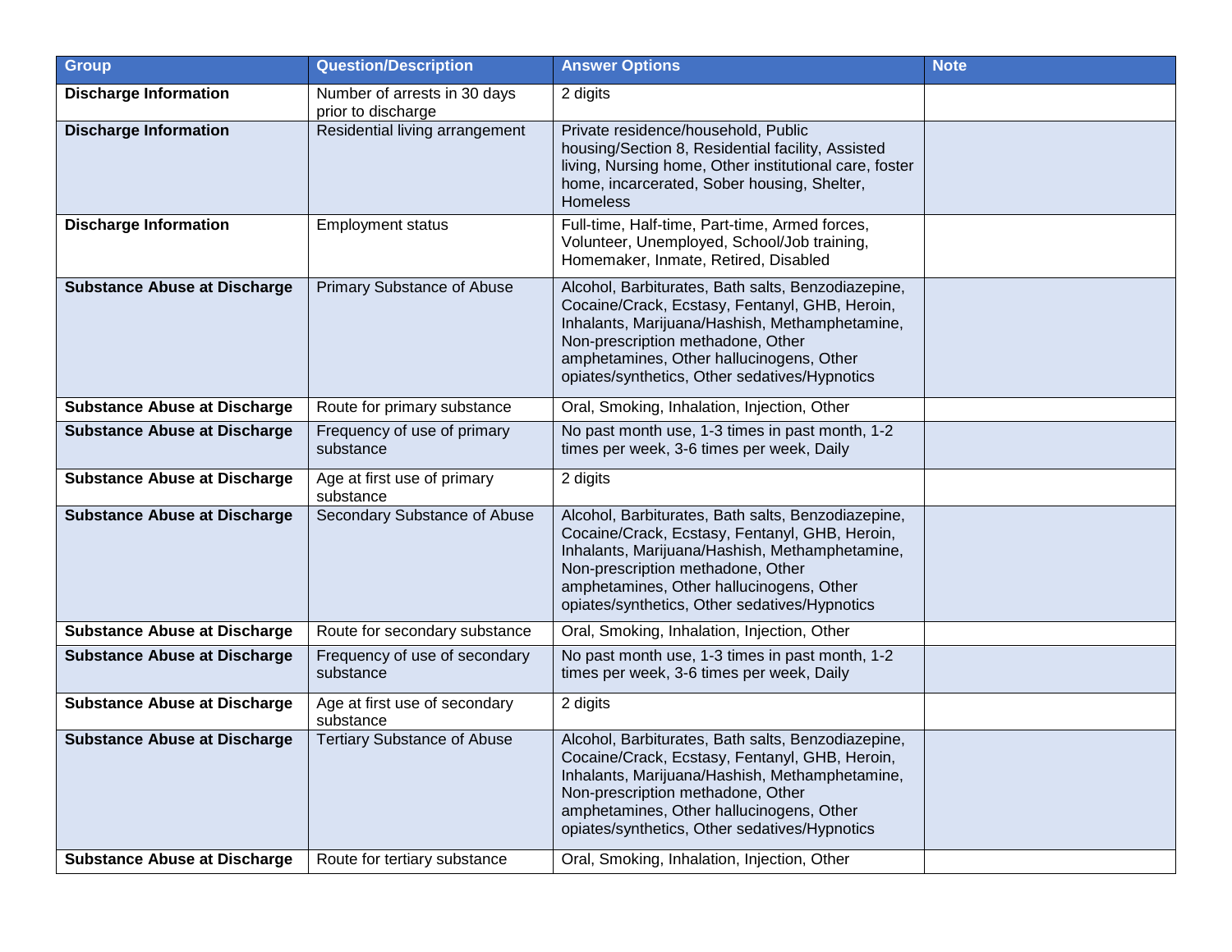| Group | Question/Description | Answer Options | Note |
|---|---|---|---|
| **Discharge Information** | Number of arrests in 30 days prior to discharge | 2 digits | |
| **Discharge Information** | Residential living arrangement | Private residence/household, Public housing/Section 8, Residential facility, Assisted living, Nursing home, Other institutional care, foster home, incarcerated, Sober housing, Shelter, Homeless | |
| **Discharge Information** | Employment status | Full-time, Half-time, Part-time, Armed forces, Volunteer, Unemployed, School/Job training, Homemaker, Inmate, Retired, Disabled | |
| **Substance Abuse at Discharge** | Primary Substance of Abuse | Alcohol, Barbiturates, Bath salts, Benzodiazepine, Cocaine/Crack, Ecstasy, Fentanyl, GHB, Heroin, Inhalants, Marijuana/Hashish, Methamphetamine, Non-prescription methadone, Other amphetamines, Other hallucinogens, Other opiates/synthetics, Other sedatives/Hypnotics | |
| **Substance Abuse at Discharge** | Route for primary substance | Oral, Smoking, Inhalation, Injection, Other | |
| **Substance Abuse at Discharge** | Frequency of use of primary substance | No past month use, 1-3 times in past month, 1-2 times per week, 3-6 times per week, Daily | |
| **Substance Abuse at Discharge** | Age at first use of primary substance | 2 digits | |
| **Substance Abuse at Discharge** | Secondary Substance of Abuse | Alcohol, Barbiturates, Bath salts, Benzodiazepine, Cocaine/Crack, Ecstasy, Fentanyl, GHB, Heroin, Inhalants, Marijuana/Hashish, Methamphetamine, Non-prescription methadone, Other amphetamines, Other hallucinogens, Other opiates/synthetics, Other sedatives/Hypnotics | |
| **Substance Abuse at Discharge** | Route for secondary substance | Oral, Smoking, Inhalation, Injection, Other | |
| **Substance Abuse at Discharge** | Frequency of use of secondary substance | No past month use, 1-3 times in past month, 1-2 times per week, 3-6 times per week, Daily | |
| **Substance Abuse at Discharge** | Age at first use of secondary substance | 2 digits | |
| **Substance Abuse at Discharge** | Tertiary Substance of Abuse | Alcohol, Barbiturates, Bath salts, Benzodiazepine, Cocaine/Crack, Ecstasy, Fentanyl, GHB, Heroin, Inhalants, Marijuana/Hashish, Methamphetamine, Non-prescription methadone, Other amphetamines, Other hallucinogens, Other opiates/synthetics, Other sedatives/Hypnotics | |
| **Substance Abuse at Discharge** | Route for tertiary substance | Oral, Smoking, Inhalation, Injection, Other | |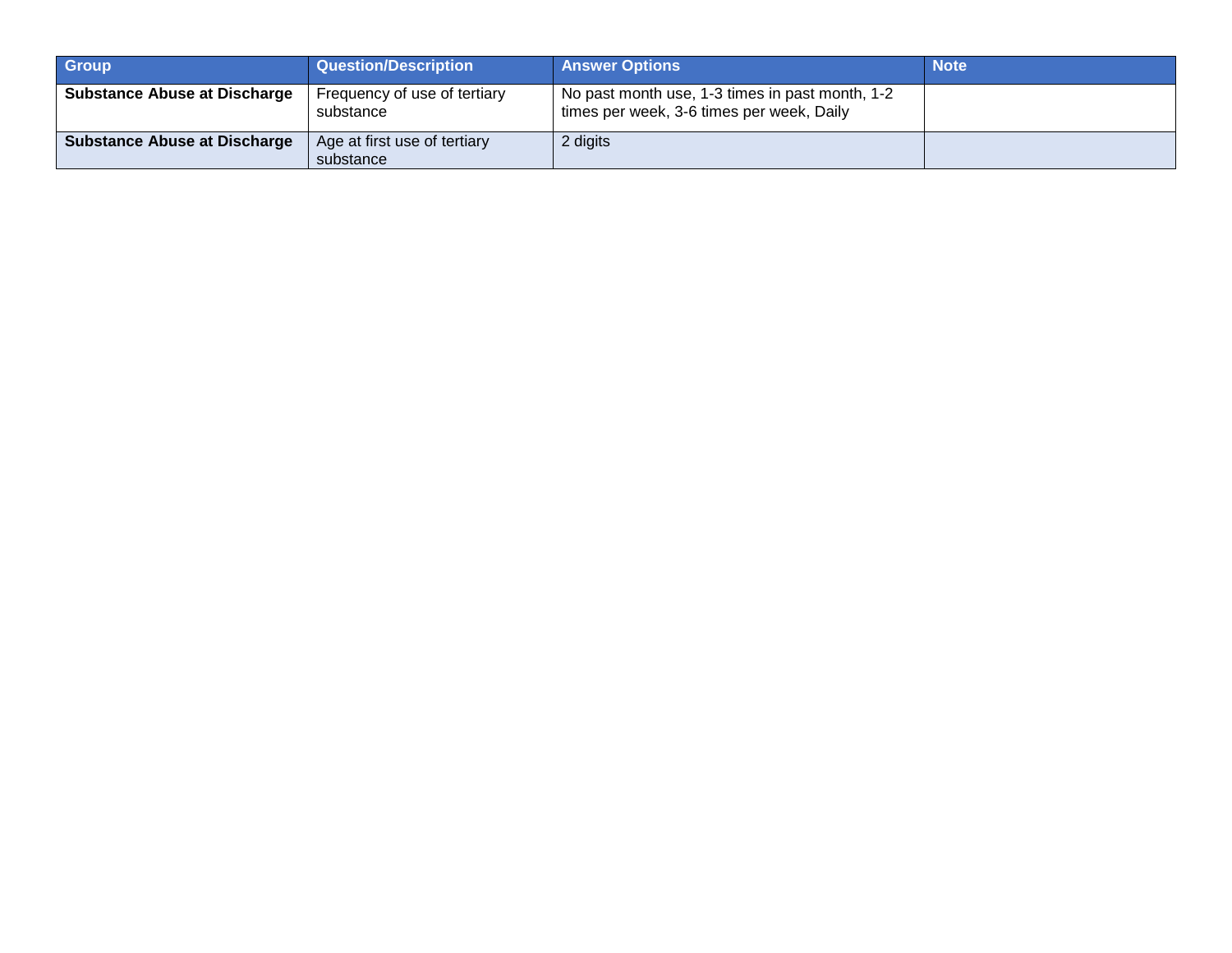| Group | Question/Description | Answer Options | Note |
|---|---|---|---|
| **Substance Abuse at Discharge** | Frequency of use of tertiary substance | No past month use, 1-3 times in past month, 1-2 times per week, 3-6 times per week, Daily | |
| **Substance Abuse at Discharge** | Age at first use of tertiary substance | 2 digits | |